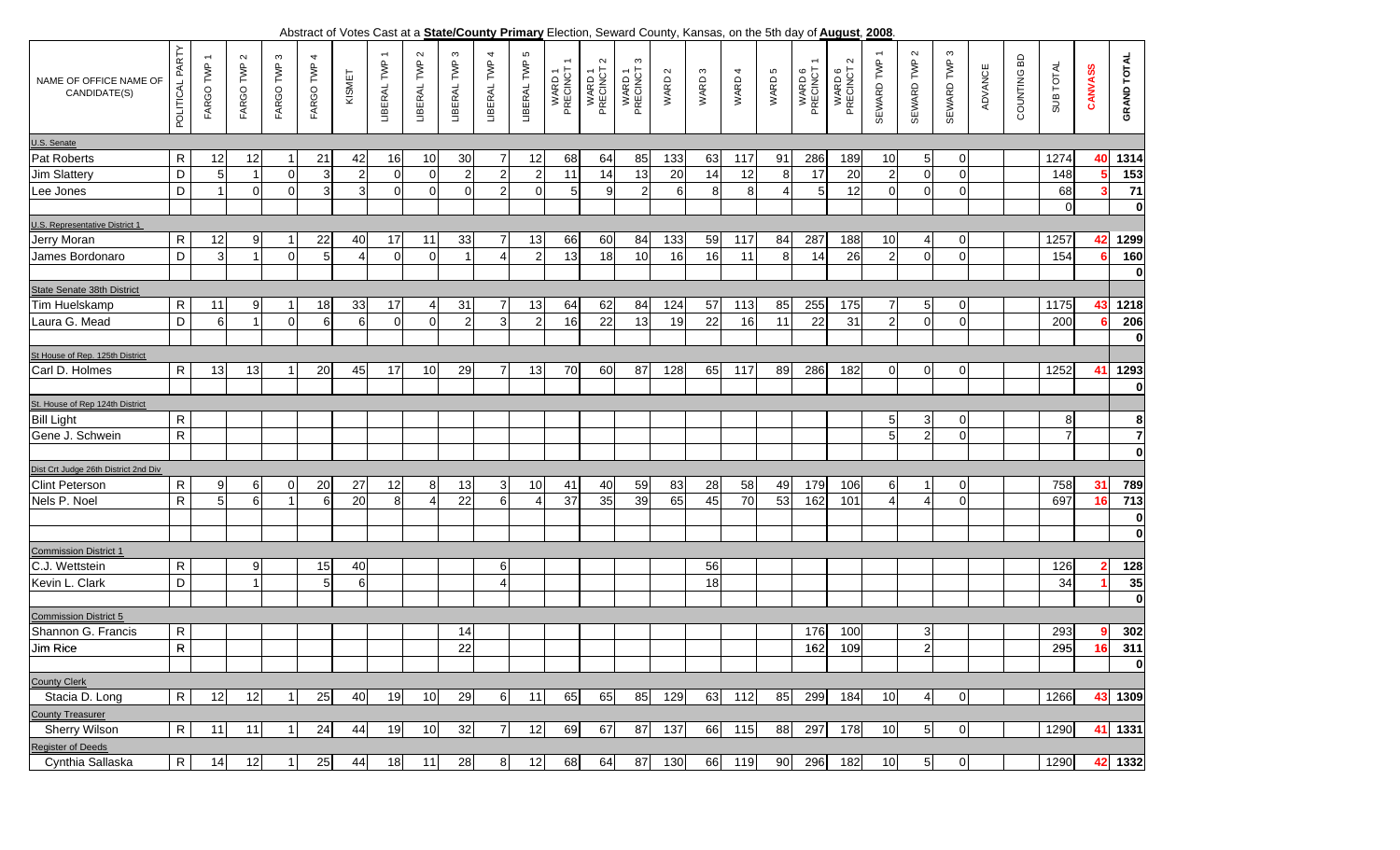Abstract of Votes Cast at a **State/County Primary** Election, Seward County, Kansas, on the 5th day of **August**, **2008**.

| NAME OF OFFICE NAME OF CANDIDATE(S) | POLITICAL PARTY | FARGO TWP 1 | FARGO TWP 2 | FARGO TWP 3 | FARGO TWP 4 | KISMET | LIBERAL TWP 1 | LIBERAL TWP 2 | LIBERAL TWP 3 | LIBERAL TWP 4 | LIBERAL TWP 5 | WARD 1 PRECINCT 1 | WARD 1 PRECINCT 2 | WARD 1 PRECINCT 3 | WARD 2 | WARD 3 | WARD 4 | WARD 5 | WARD 6 PRECINCT 1 | WARD 6 PRECINCT 2 | SEWARD TWP 1 | SEWARD TWP 2 | SEWARD TWP 3 | ADVANCE | COUNTING BD | SUB TOTAL | CANVASS | GRAND TOTAL |
|---|---|---|---|---|---|---|---|---|---|---|---|---|---|---|---|---|---|---|---|---|---|---|---|---|---|---|---|---|
| U.S. Senate | | | | | | | | | | | | | | | | | | | | | | | | | | | | |
| Pat Roberts | R | 12 | 12 | 1 | 21 | 42 | 16 | 10 | 30 | 7 | 12 | 68 | 64 | 85 | 133 | 63 | 117 | 91 | 286 | 189 | 10 | 5 | 0 | | | 1274 | 40 | 1314 |
| Jim Slattery | D | 5 | 1 | 0 | 3 | 2 | 0 | 0 | 2 | 2 | 2 | 11 | 14 | 13 | 20 | 14 | 12 | 8 | 17 | 20 | 2 | 0 | 0 | | | 148 | 5 | 153 |
| Lee Jones | D | 1 | 0 | 0 | 3 | 3 | 0 | 0 | 0 | 2 | 0 | 5 | 9 | 2 | 6 | 8 | 8 | 4 | 5 | 12 | 0 | 0 | 0 | | | 68 | 3 | 71 |
| | | | | | | | | | | | | | | | | | | | | | | | | | | 0 | | 0 |
| U.S. Representative District 1 | | | | | | | | | | | | | | | | | | | | | | | | | | | | |
| Jerry Moran | R | 12 | 9 | 1 | 22 | 40 | 17 | 11 | 33 | 7 | 13 | 66 | 60 | 84 | 133 | 59 | 117 | 84 | 287 | 188 | 10 | 4 | 0 | | | 1257 | 42 | 1299 |
| James Bordonaro | D | 3 | 1 | 0 | 5 | 4 | 0 | 0 | 1 | 4 | 2 | 13 | 18 | 10 | 16 | 16 | 11 | 8 | 14 | 26 | 2 | 0 | 0 | | | 154 | 6 | 160 |
| | | | | | | | | | | | | | | | | | | | | | | | | | | | | 0 |
| State Senate 38th District | | | | | | | | | | | | | | | | | | | | | | | | | | | | |
| Tim Huelskamp | R | 11 | 9 | 1 | 18 | 33 | 17 | 4 | 31 | 7 | 13 | 64 | 62 | 84 | 124 | 57 | 113 | 85 | 255 | 175 | 7 | 5 | 0 | | | 1175 | 43 | 1218 |
| Laura G. Mead | D | 6 | 1 | 0 | 6 | 6 | 0 | 0 | 2 | 3 | 2 | 16 | 22 | 13 | 19 | 22 | 16 | 11 | 22 | 31 | 2 | 0 | 0 | | | 200 | 6 | 206 |
| | | | | | | | | | | | | | | | | | | | | | | | | | | | | 0 |
| St House of Rep. 125th District | | | | | | | | | | | | | | | | | | | | | | | | | | | | |
| Carl D. Holmes | R | 13 | 13 | 1 | 20 | 45 | 17 | 10 | 29 | 7 | 13 | 70 | 60 | 87 | 128 | 65 | 117 | 89 | 286 | 182 | 0 | 0 | 0 | | | 1252 | 41 | 1293 |
| | | | | | | | | | | | | | | | | | | | | | | | | | | | | 0 |
| St. House of Rep 124th District | | | | | | | | | | | | | | | | | | | | | | | | | | | | |
| Bill Light | R | | | | | | | | | | | | | | | | | | | | 5 | 3 | 0 | | | 8 | | 8 |
| Gene J. Schwein | R | | | | | | | | | | | | | | | | | | | | 5 | 2 | 0 | | | 7 | | 7 |
| | | | | | | | | | | | | | | | | | | | | | | | | | | | | 0 |
| Dist Crt Judge 26th District 2nd Div | | | | | | | | | | | | | | | | | | | | | | | | | | | | |
| Clint Peterson | R | 9 | 6 | 0 | 20 | 27 | 12 | 8 | 13 | 3 | 10 | 41 | 40 | 59 | 83 | 28 | 58 | 49 | 179 | 106 | 6 | 1 | 0 | | | 758 | 31 | 789 |
| Nels P. Noel | R | 5 | 6 | 1 | 6 | 20 | 8 | 4 | 22 | 6 | 4 | 37 | 35 | 39 | 65 | 45 | 70 | 53 | 162 | 101 | 4 | 4 | 0 | | | 697 | 16 | 713 |
| | | | | | | | | | | | | | | | | | | | | | | | | | | | | 0 |
| | | | | | | | | | | | | | | | | | | | | | | | | | | | | 0 |
| Commission District 1 | | | | | | | | | | | | | | | | | | | | | | | | | | | | |
| C.J. Wettstein | R | | 9 | | 15 | 40 | | | | 6 | | | | | | 56 | | | | | | | | | | 126 | 2 | 128 |
| Kevin L. Clark | D | | 1 | | 5 | 6 | | | | 4 | | | | | | 18 | | | | | | | | | | 34 | 1 | 35 |
| | | | | | | | | | | | | | | | | | | | | | | | | | | | | 0 |
| Commission District 5 | | | | | | | | | | | | | | | | | | | | | | | | | | | | |
| Shannon G. Francis | R | | | | | | | | 14 | | | | | | | | | | 176 | 100 | | 3 | | | | 293 | 9 | 302 |
| Jim Rice | R | | | | | | | | 22 | | | | | | | | | | 162 | 109 | | 2 | | | | 295 | 16 | 311 |
| | | | | | | | | | | | | | | | | | | | | | | | | | | | | 0 |
| County Clerk | | | | | | | | | | | | | | | | | | | | | | | | | | | | |
| Stacia D. Long | R | 12 | 12 | 1 | 25 | 40 | 19 | 10 | 29 | 6 | 11 | 65 | 65 | 85 | 129 | 63 | 112 | 85 | 299 | 184 | 10 | 4 | 0 | | | 1266 | 43 | 1309 |
| County Treasurer | | | | | | | | | | | | | | | | | | | | | | | | | | | | |
| Sherry Wilson | R | 11 | 11 | 1 | 24 | 44 | 19 | 10 | 32 | 7 | 12 | 69 | 67 | 87 | 137 | 66 | 115 | 88 | 297 | 178 | 10 | 5 | 0 | | | 1290 | 41 | 1331 |
| Register of Deeds | | | | | | | | | | | | | | | | | | | | | | | | | | | | |
| Cynthia Sallaska | R | 14 | 12 | 1 | 25 | 44 | 18 | 11 | 28 | 8 | 12 | 68 | 64 | 87 | 130 | 66 | 119 | 90 | 296 | 182 | 10 | 5 | 0 | | | 1290 | 42 | 1332 |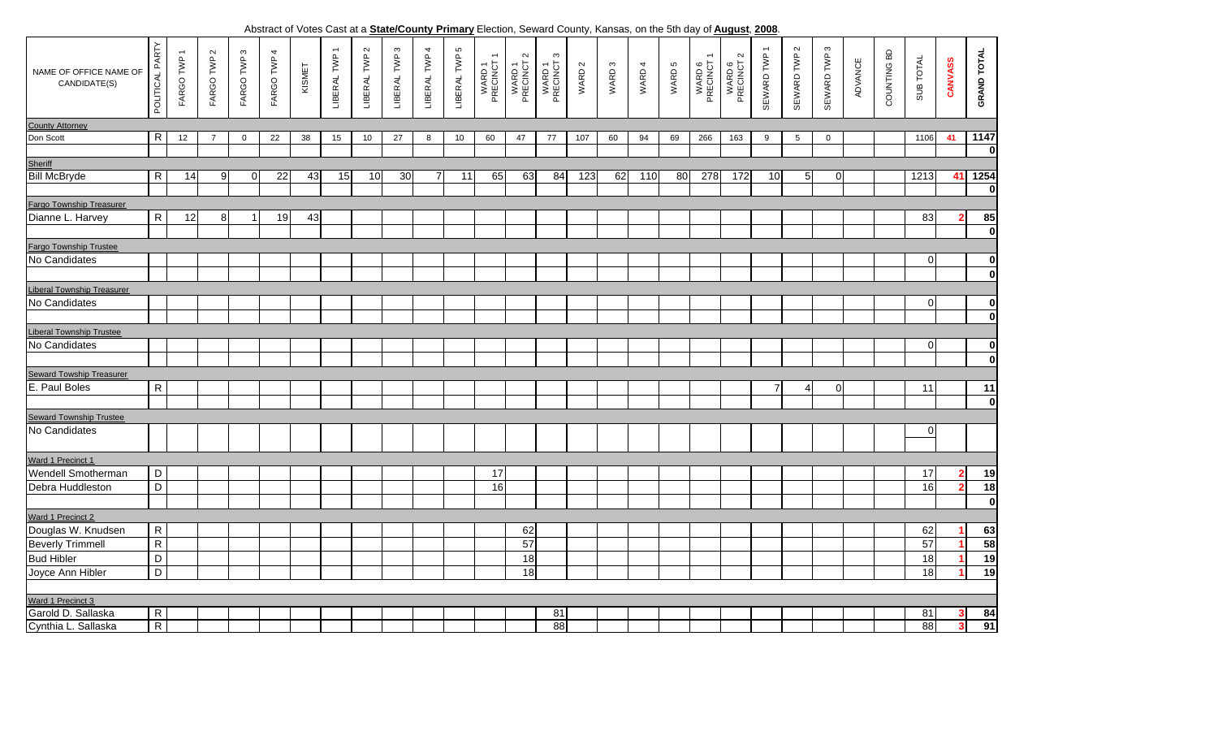Abstract of Votes Cast at a **State/County Primary** Election, Seward County, Kansas, on the 5th day of **August**, **2008**.

| NAME OF OFFICE NAME OF CANDIDATE(S) | POLITICAL PARTY | FARGO TWP 1 | FARGO TWP 2 | FARGO TWP 3 | FARGO TWP 4 | KISMET | LIBERAL TWP 1 | LIBERAL TWP 2 | LIBERAL TWP 3 | LIBERAL TWP 4 | LIBERAL TWP 5 | WARD 1 PRECINCT 1 | WARD 1 PRECINCT 2 | WARD 1 PRECINCT 3 | WARD 2 | WARD 3 | WARD 4 | WARD 5 | WARD 6 PRECINCT 1 | WARD 6 PRECINCT 2 | SEWARD TWP 1 | SEWARD TWP 2 | SEWARD TWP 3 | ADVANCE | COUNTING BD | SUB TOTAL | CANVASS | GRAND TOTAL |
|---|---|---|---|---|---|---|---|---|---|---|---|---|---|---|---|---|---|---|---|---|---|---|---|---|---|---|---|---|
| **County Attorney** | | | | | | | | | | | | | | | | | | | | | | | | | | | | |
| Don Scott | R | 12 | 7 | 0 | 22 | 38 | 15 | 10 | 27 | 8 | 10 | 60 | 47 | 77 | 107 | 60 | 94 | 69 | 266 | 163 | 9 | 5 | 0 | | | 1106 | 41 | 1147 |
| | | | | | | | | | | | | | | | | | | | | | | | | | | | | 0 |
| **Sheriff** | | | | | | | | | | | | | | | | | | | | | | | | | | | | |
| Bill McBryde | R | 14 | 9 | 0 | 22 | 43 | 15 | 10 | 30 | 7 | 11 | 65 | 63 | 84 | 123 | 62 | 110 | 80 | 278 | 172 | 10 | 5 | 0 | | | 1213 | 41 | 1254 |
| | | | | | | | | | | | | | | | | | | | | | | | | | | | | 0 |
| **Fargo Township Treasurer** | | | | | | | | | | | | | | | | | | | | | | | | | | | | |
| Dianne L. Harvey | R | 12 | 8 | 1 | 19 | 43 | | | | | | | | | | | | | | | | | | | | 83 | 2 | 85 |
| | | | | | | | | | | | | | | | | | | | | | | | | | | | | 0 |
| **Fargo Township Trustee** | | | | | | | | | | | | | | | | | | | | | | | | | | | | |
| No Candidates | | | | | | | | | | | | | | | | | | | | | | | | | | 0 | | 0 |
| | | | | | | | | | | | | | | | | | | | | | | | | | | | | 0 |
| **Liberal Township Treasurer** | | | | | | | | | | | | | | | | | | | | | | | | | | | | |
| No Candidates | | | | | | | | | | | | | | | | | | | | | | | | | | 0 | | 0 |
| | | | | | | | | | | | | | | | | | | | | | | | | | | | | 0 |
| **Liberal Township Trustee** | | | | | | | | | | | | | | | | | | | | | | | | | | | | |
| No Candidates | | | | | | | | | | | | | | | | | | | | | | | | | | 0 | | 0 |
| | | | | | | | | | | | | | | | | | | | | | | | | | | | | 0 |
| **Seward Towship Treasurer** | | | | | | | | | | | | | | | | | | | | | | | | | | | | |
| E. Paul Boles | R | | | | | | | | | | | | | | | | | | | | 7 | 4 | 0 | | | 11 | | 11 |
| | | | | | | | | | | | | | | | | | | | | | | | | | | | | 0 |
| **Seward Township Trustee** | | | | | | | | | | | | | | | | | | | | | | | | | | | | |
| No Candidates | | | | | | | | | | | | | | | | | | | | | | | | | | 0 | | |
| **Ward 1 Precinct 1** | | | | | | | | | | | | | | | | | | | | | | | | | | | | |
| Wendell Smotherman | D | | | | | | | | | | | 17 | | | | | | | | | | | | | | 17 | 2 | 19 |
| Debra Huddleston | D | | | | | | | | | | | 16 | | | | | | | | | | | | | | 16 | 2 | 18 |
| | | | | | | | | | | | | | | | | | | | | | | | | | | | | 0 |
| **Ward 1 Precinct 2** | | | | | | | | | | | | | | | | | | | | | | | | | | | | |
| Douglas W. Knudsen | R | | | | | | | | | | | | 62 | | | | | | | | | | | | | 62 | 1 | 63 |
| Beverly Trimmell | R | | | | | | | | | | | | 57 | | | | | | | | | | | | | 57 | 1 | 58 |
| Bud Hibler | D | | | | | | | | | | | | 18 | | | | | | | | | | | | | 18 | 1 | 19 |
| Joyce Ann Hibler | D | | | | | | | | | | | | 18 | | | | | | | | | | | | | 18 | 1 | 19 |
| **Ward 1 Precinct 3** | | | | | | | | | | | | | | | | | | | | | | | | | | | | |
| Garold D. Sallaska | R | | | | | | | | | | | | | 81 | | | | | | | | | | | | 81 | 3 | 84 |
| Cynthia L. Sallaska | R | | | | | | | | | | | | | 88 | | | | | | | | | | | | 88 | 3 | 91 |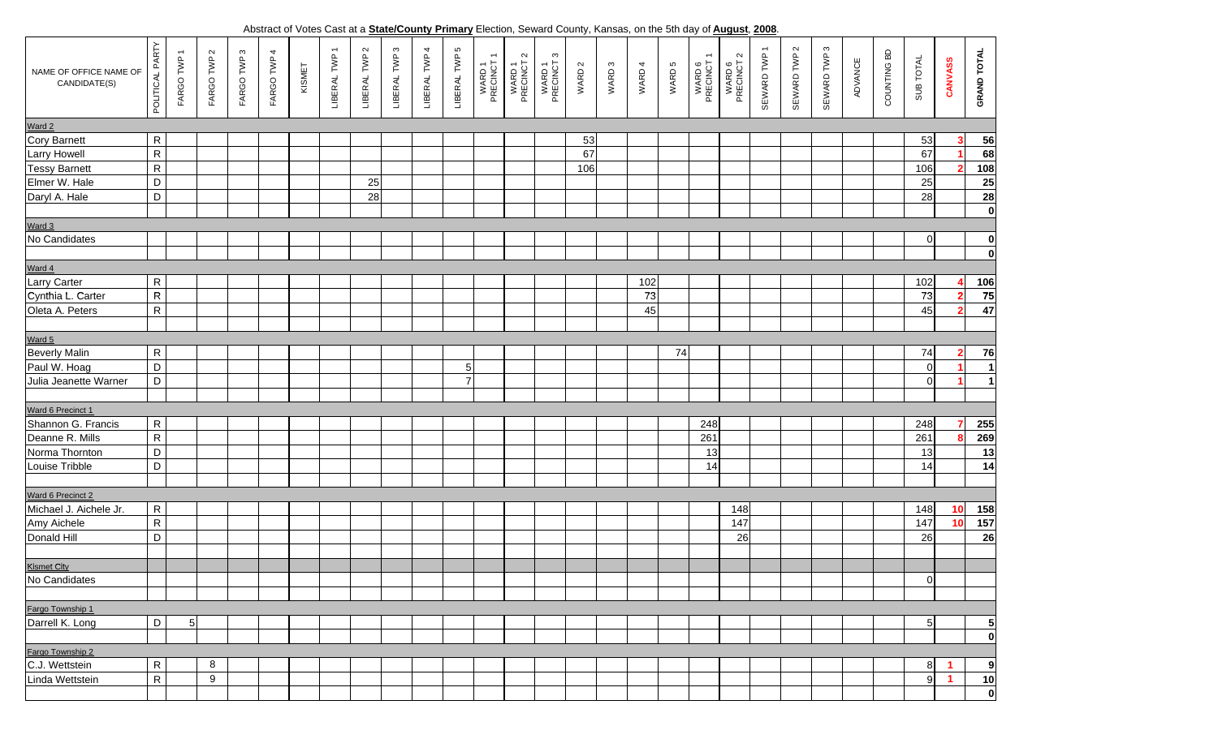Abstract of Votes Cast at a **State/County Primary** Election, Seward County, Kansas, on the 5th day of **August**, **2008**.

| NAME OF OFFICE NAME OF CANDIDATE(S) | POLITICAL PARTY | FARGO TWP 1 | FARGO TWP 2 | FARGO TWP 3 | FARGO TWP 4 | KISMET | LIBERAL TWP 1 | LIBERAL TWP 2 | LIBERAL TWP 3 | LIBERAL TWP 4 | LIBERAL TWP 5 | WARD 1 PRECINCT 1 | WARD 1 PRECINCT 2 | WARD 1 PRECINCT 3 | WARD 2 | WARD 3 | WARD 4 | WARD 5 | WARD 6 PRECINCT 1 | WARD 6 PRECINCT 2 | SEWARD TWP 1 | SEWARD TWP 2 | SEWARD TWP 3 | ADVANCE | COUNTING BD | SUB TOTAL | CANVASS | GRAND TOTAL |
|---|---|---|---|---|---|---|---|---|---|---|---|---|---|---|---|---|---|---|---|---|---|---|---|---|---|---|---|---|
| Ward 2 | | | | | | | | | | | | | | | | | | | | | | | | | | | | |
| Cory Barnett | R | | | | | | | | | | | | | | 53 | | | | | | | | | | | 53 | 3 | 56 |
| Larry Howell | R | | | | | | | | | | | | | | 67 | | | | | | | | | | | 67 | 1 | 68 |
| Tessy Barnett | R | | | | | | | | | | | | | | 106 | | | | | | | | | | | 106 | 2 | 108 |
| Elmer W. Hale | D | | | | | | | 25 | | | | | | | | | | | | | | | | | | 25 | | 25 |
| Daryl A. Hale | D | | | | | | | 28 | | | | | | | | | | | | | | | | | | 28 | | 28 |
| | | | | | | | | | | | | | | | | | | | | | | | | | | | | 0 |
| Ward 3 | | | | | | | | | | | | | | | | | | | | | | | | | | | | |
| No Candidates | | | | | | | | | | | | | | | | | | | | | | | | | | 0 | | 0 |
| | | | | | | | | | | | | | | | | | | | | | | | | | | | | 0 |
| Ward 4 | | | | | | | | | | | | | | | | | | | | | | | | | | | | |
| Larry Carter | R | | | | | | | | | | | | | | | | 102 | | | | | | | | | 102 | 4 | 106 |
| Cynthia L. Carter | R | | | | | | | | | | | | | | | | 73 | | | | | | | | | 73 | 2 | 75 |
| Oleta A. Peters | R | | | | | | | | | | | | | | | | 45 | | | | | | | | | 45 | 2 | 47 |
| | | | | | | | | | | | | | | | | | | | | | | | | | | | | |
| Ward 5 | | | | | | | | | | | | | | | | | | | | | | | | | | | | |
| Beverly Malin | R | | | | | | | | | | | | | | | | | 74 | | | | | | | | 74 | 2 | 76 |
| Paul W. Hoag | D | | | | | | | | | | 5 | | | | | | | | | | | | | | | 0 | 1 | 1 |
| Julia Jeanette Warner | D | | | | | | | | | | 7 | | | | | | | | | | | | | | | 0 | 1 | 1 |
| | | | | | | | | | | | | | | | | | | | | | | | | | | | | |
| Ward 6 Precinct 1 | | | | | | | | | | | | | | | | | | | | | | | | | | | | |
| Shannon G. Francis | R | | | | | | | | | | | | | | | | | | 248 | | | | | | | 248 | 7 | 255 |
| Deanne R. Mills | R | | | | | | | | | | | | | | | | | | 261 | | | | | | | 261 | 8 | 269 |
| Norma Thornton | D | | | | | | | | | | | | | | | | | | 13 | | | | | | | 13 | | 13 |
| Louise Tribble | D | | | | | | | | | | | | | | | | | | 14 | | | | | | | 14 | | 14 |
| | | | | | | | | | | | | | | | | | | | | | | | | | | | | |
| Ward 6 Precinct 2 | | | | | | | | | | | | | | | | | | | | | | | | | | | | |
| Michael J. Aichele Jr. | R | | | | | | | | | | | | | | | | | | | 148 | | | | | | 148 | 10 | 158 |
| Amy Aichele | R | | | | | | | | | | | | | | | | | | | 147 | | | | | | 147 | 10 | 157 |
| Donald Hill | D | | | | | | | | | | | | | | | | | | | 26 | | | | | | 26 | | 26 |
| | | | | | | | | | | | | | | | | | | | | | | | | | | | | |
| Kismet City | | | | | | | | | | | | | | | | | | | | | | | | | | | | |
| No Candidates | | | | | | | | | | | | | | | | | | | | | | | | | | 0 | | |
| | | | | | | | | | | | | | | | | | | | | | | | | | | | | |
| Fargo Township 1 | | | | | | | | | | | | | | | | | | | | | | | | | | | | |
| Darrell K. Long | D | 5 | | | | | | | | | | | | | | | | | | | | | | | | 5 | | 5 |
| | | | | | | | | | | | | | | | | | | | | | | | | | | | | 0 |
| Fargo Township 2 | | | | | | | | | | | | | | | | | | | | | | | | | | | | |
| C.J. Wettstein | R | | 8 | | | | | | | | | | | | | | | | | | | | | | | 8 | 1 | 9 |
| Linda Wettstein | R | | 9 | | | | | | | | | | | | | | | | | | | | | | | 9 | 1 | 10 |
| | | | | | | | | | | | | | | | | | | | | | | | | | | | | 0 |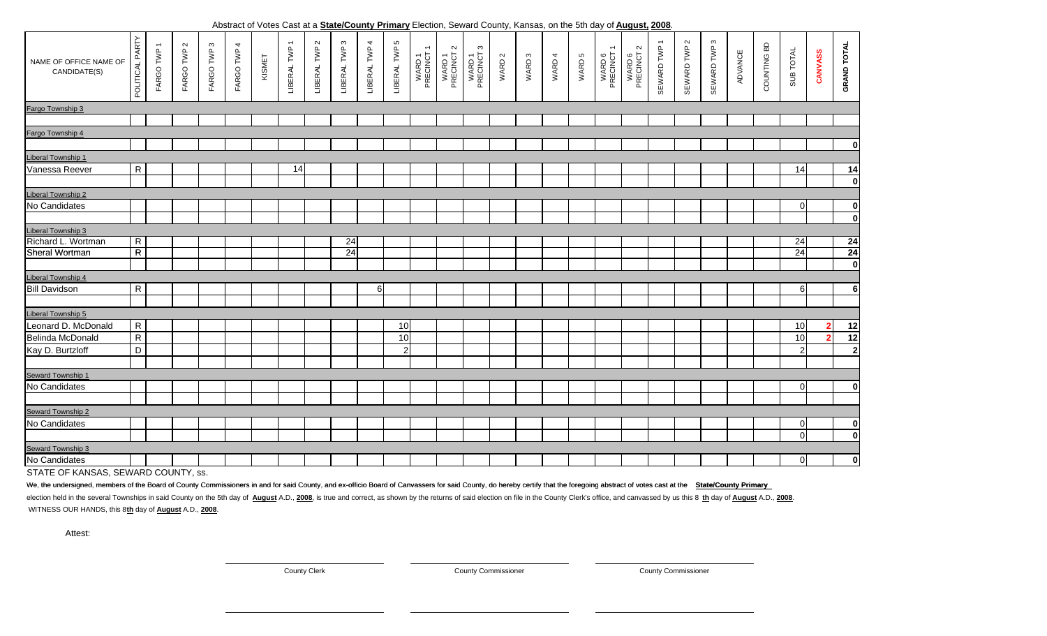Abstract of Votes Cast at a **State/County Primary** Election, Seward County, Kansas, on the 5th day of **August, 2008**.

| NAME OF OFFICE NAME OF CANDIDATE(S) | POLITICAL PARTY | FARGO TWP 1 | FARGO TWP 2 | FARGO TWP 3 | FARGO TWP 4 | KISMET | LIBERAL TWP 1 | LIBERAL TWP 2 | LIBERAL TWP 3 | LIBERAL TWP 4 | LIBERAL TWP 5 | WARD 1 PRECINCT 1 | WARD 1 PRECINCT 2 | WARD 1 PRECINCT 3 | WARD 2 | WARD 3 | WARD 4 | WARD 5 | WARD 6 PRECINCT 1 | WARD 6 PRECINCT 2 | SEWARD TWP 1 | SEWARD TWP 2 | SEWARD TWP 3 | ADVANCE | COUNTING BD | SUB TOTAL | CANVASS | GRAND TOTAL |
|---|---|---|---|---|---|---|---|---|---|---|---|---|---|---|---|---|---|---|---|---|---|---|---|---|---|---|---|---|
| Fargo Township 3 | | | | | | | | | | | | | | | | | | | | | | | | | | | | |
| | | | | | | | | | | | | | | | | | | | | | | | | | | | | |
| Fargo Township 4 | | | | | | | | | | | | | | | | | | | | | | | | | | | | |
| | | | | | | | | | | | | | | | | | | | | | | | | | | | | 0 |
| Liberal Township 1 | | | | | | | | | | | | | | | | | | | | | | | | | | | | |
| Vanessa Reever | R | | | | | | 14 | | | | | | | | | | | | | | | | | | | 14 | | 14 |
| | | | | | | | | | | | | | | | | | | | | | | | | | | | | 0 |
| Liberal Township 2 | | | | | | | | | | | | | | | | | | | | | | | | | | | | |
| No Candidates | | | | | | | | | | | | | | | | | | | | | | | | | | 0 | | 0 |
| | | | | | | | | | | | | | | | | | | | | | | | | | | | | 0 |
| Liberal Township 3 | | | | | | | | | | | | | | | | | | | | | | | | | | | | |
| Richard L. Wortman | R | | | | | | | | 24 | | | | | | | | | | | | | | | | | 24 | | 24 |
| Sheral Wortman | R | | | | | | | | 24 | | | | | | | | | | | | | | | | | 24 | | 24 |
| | | | | | | | | | | | | | | | | | | | | | | | | | | | | 0 |
| Liberal Township 4 | | | | | | | | | | | | | | | | | | | | | | | | | | | | |
| Bill Davidson | R | | | | | | | | | 6 | | | | | | | | | | | | | | | | 6 | | 6 |
| | | | | | | | | | | | | | | | | | | | | | | | | | | | | |
| Liberal Township 5 | | | | | | | | | | | | | | | | | | | | | | | | | | | | |
| Leonard D. McDonald | R | | | | | | | | | | 10 | | | | | | | | | | | | | | | 10 | 2 | 12 |
| Belinda McDonald | R | | | | | | | | | | 10 | | | | | | | | | | | | | | | 10 | 2 | 12 |
| Kay D. Burtzloff | D | | | | | | | | | | 2 | | | | | | | | | | | | | | | 2 | | 2 |
| | | | | | | | | | | | | | | | | | | | | | | | | | | | | |
| Seward Township 1 | | | | | | | | | | | | | | | | | | | | | | | | | | | | |
| No Candidates | | | | | | | | | | | | | | | | | | | | | | | | | | 0 | | 0 |
| | | | | | | | | | | | | | | | | | | | | | | | | | | | | |
| Seward Township 2 | | | | | | | | | | | | | | | | | | | | | | | | | | | | |
| No Candidates | | | | | | | | | | | | | | | | | | | | | | | | | | 0 | | 0 |
| | | | | | | | | | | | | | | | | | | | | | | | | | | 0 | | 0 |
| Seward Township 3 | | | | | | | | | | | | | | | | | | | | | | | | | | | | |
| No Candidates | | | | | | | | | | | | | | | | | | | | | | | | | | 0 | | 0 |

STATE OF KANSAS, SEWARD COUNTY, ss.

We, the undersigned, members of the Board of County Commissioners in and for said County, and ex-officio Board of Canvassers for said County, do hereby certify that the foregoing abstract of votes cast at the **State/County Primary** election held in the several Townships in said County on the 5th day of **August** A.D., **2008**, is true and correct, as shown by the returns of said election on file in the County Clerk's office, and canvassed by us this 8 **th** day of **August** A.D., **2008**.

WITNESS OUR HANDS, this 8**th** day of **August** A.D., **2008**.

Attest:

County Clerk

County Commissioner

County Commissioner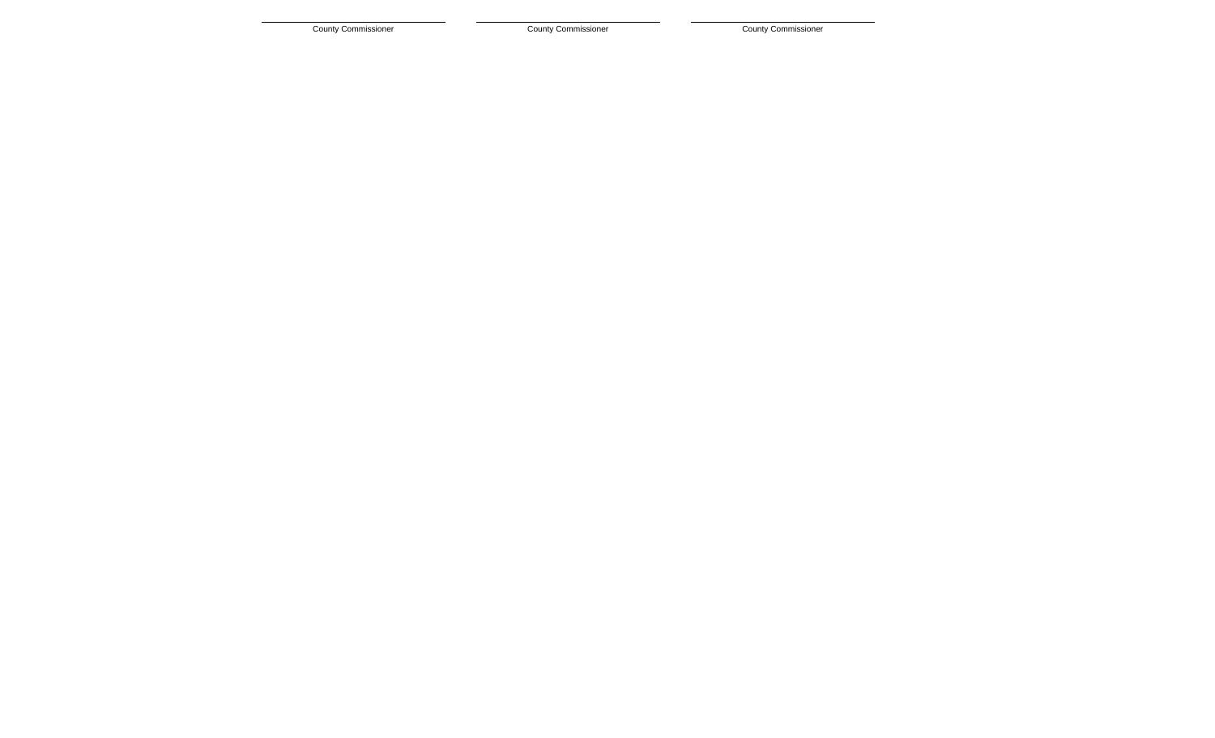\_\_\_\_\_\_\_\_\_\_\_\_\_\_\_\_\_\_\_\_\_\_\_\_\_\_\_\_\_\_
County Commissioner

\_\_\_\_\_\_\_\_\_\_\_\_\_\_\_\_\_\_\_\_\_\_\_\_\_\_\_\_\_\_
County Commissioner

\_\_\_\_\_\_\_\_\_\_\_\_\_\_\_\_\_\_\_\_\_\_\_\_\_\_\_\_\_\_
County Commissioner